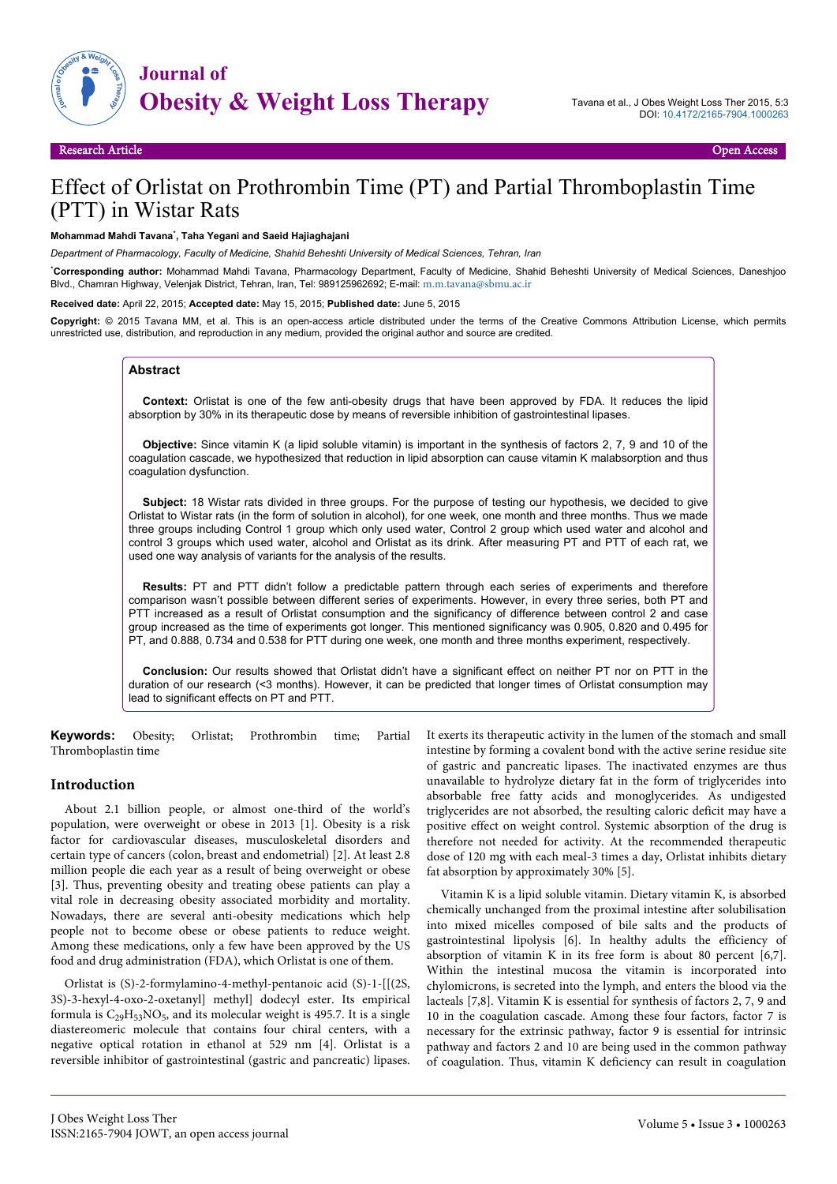Research Article Open Access

# Effect of Orlistat on Prothrombin Time (PT) and Partial Thromboplastin Time (PTT) in Wistar Rats

**Mohammad Mahdi Tavana*, Taha Yegani and Saeid Hajiaghajani**

*Department of Pharmacology, Faculty of Medicine, Shahid Beheshti University of Medical Sciences, Tehran, Iran*

***Corresponding author:** Mohammad Mahdi Tavana, Pharmacology Department, Faculty of Medicine, Shahid Beheshti University of Medical Sciences, Daneshjoo Blvd., Chamran Highway, Velenjak District, Tehran, Iran, Tel: 989125962692; E-mail: m.m.tavana@sbmu.ac.ir

**Received date:** April 22, 2015; **Accepted date:** May 15, 2015; **Published date:** June 5, 2015

**Copyright:** © 2015 Tavana MM, et al. This is an open-access article distributed under the terms of the Creative Commons Attribution License, which permits unrestricted use, distribution, and reproduction in any medium, provided the original author and source are credited.

## Abstract

**Context:** Orlistat is one of the few anti-obesity drugs that have been approved by FDA. It reduces the lipid absorption by 30% in its therapeutic dose by means of reversible inhibition of gastrointestinal lipases.

**Objective:** Since vitamin K (a lipid soluble vitamin) is important in the synthesis of factors 2, 7, 9 and 10 of the coagulation cascade, we hypothesized that reduction in lipid absorption can cause vitamin K malabsorption and thus coagulation dysfunction.

**Subject:** 18 Wistar rats divided in three groups. For the purpose of testing our hypothesis, we decided to give Orlistat to Wistar rats (in the form of solution in alcohol), for one week, one month and three months. Thus we made three groups including Control 1 group which only used water, Control 2 group which used water and alcohol and control 3 groups which used water, alcohol and Orlistat as its drink. After measuring PT and PTT of each rat, we used one way analysis of variants for the analysis of the results.

**Results:** PT and PTT didn't follow a predictable pattern through each series of experiments and therefore comparison wasn't possible between different series of experiments. However, in every three series, both PT and PTT increased as a result of Orlistat consumption and the significancy of difference between control 2 and case group increased as the time of experiments got longer. This mentioned significancy was 0.905, 0.820 and 0.495 for PT, and 0.888, 0.734 and 0.538 for PTT during one week, one month and three months experiment, respectively.

**Conclusion:** Our results showed that Orlistat didn't have a significant effect on neither PT nor on PTT in the duration of our research (<3 months). However, it can be predicted that longer times of Orlistat consumption may lead to significant effects on PT and PTT.

**Keywords:** Obesity; Orlistat; Prothrombin time; Partial Thromboplastin time

## Introduction

About 2.1 billion people, or almost one-third of the world's population, were overweight or obese in 2013 [1]. Obesity is a risk factor for cardiovascular diseases, musculoskeletal disorders and certain type of cancers (colon, breast and endometrial) [2]. At least 2.8 million people die each year as a result of being overweight or obese [3]. Thus, preventing obesity and treating obese patients can play a vital role in decreasing obesity associated morbidity and mortality. Nowadays, there are several anti-obesity medications which help people not to become obese or obese patients to reduce weight. Among these medications, only a few have been approved by the US food and drug administration (FDA), which Orlistat is one of them.

Orlistat is (S)-2-formylamino-4-methyl-pentanoic acid (S)-1-[[(2S, 3S)-3-hexyl-4-oxo-2-oxetanyl] methyl] dodecyl ester. Its empirical formula is $C_{29}H_{53}NO_5$, and its molecular weight is 495.7. It is a single diastereomeric molecule that contains four chiral centers, with a negative optical rotation in ethanol at 529 nm [4]. Orlistat is a reversible inhibitor of gastrointestinal (gastric and pancreatic) lipases. It exerts its therapeutic activity in the lumen of the stomach and small intestine by forming a covalent bond with the active serine residue site of gastric and pancreatic lipases. The inactivated enzymes are thus unavailable to hydrolyze dietary fat in the form of triglycerides into absorbable free fatty acids and monoglycerides. As undigested triglycerides are not absorbed, the resulting caloric deficit may have a positive effect on weight control. Systemic absorption of the drug is therefore not needed for activity. At the recommended therapeutic dose of 120 mg with each meal-3 times a day, Orlistat inhibits dietary fat absorption by approximately 30% [5].

Vitamin K is a lipid soluble vitamin. Dietary vitamin K, is absorbed chemically unchanged from the proximal intestine after solubilisation into mixed micelles composed of bile salts and the products of gastrointestinal lipolysis [6]. In healthy adults the efficiency of absorption of vitamin K in its free form is about 80 percent [6,7]. Within the intestinal mucosa the vitamin is incorporated into chylomicrons, is secreted into the lymph, and enters the blood via the lacteals [7,8]. Vitamin K is essential for synthesis of factors 2, 7, 9 and 10 in the coagulation cascade. Among these four factors, factor 7 is necessary for the extrinsic pathway, factor 9 is essential for intrinsic pathway and factors 2 and 10 are being used in the common pathway of coagulation. Thus, vitamin K deficiency can result in coagulation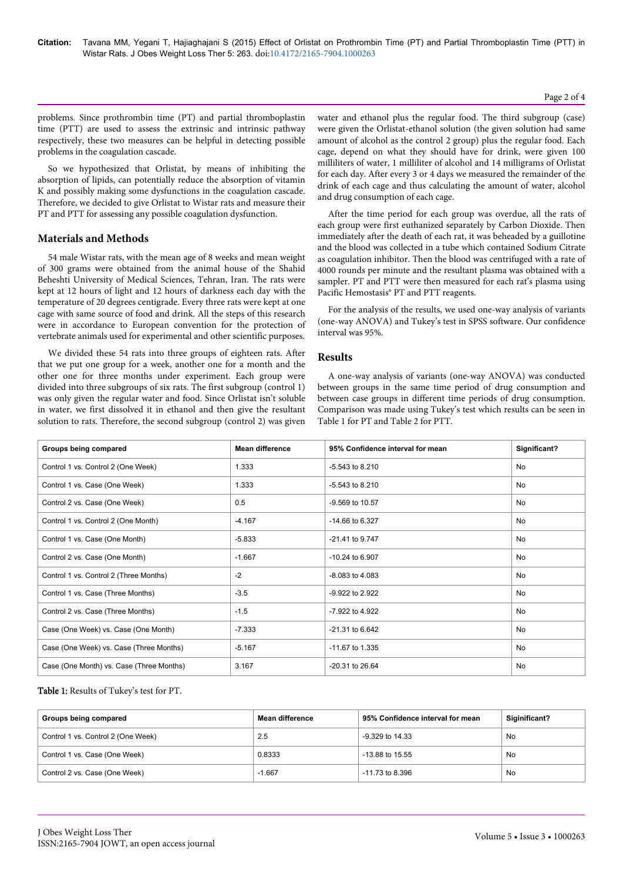problems. Since prothrombin time (PT) and partial thromboplastin time (PTT) are used to assess the extrinsic and intrinsic pathway respectively, these two measures can be helpful in detecting possible problems in the coagulation cascade.

So we hypothesized that Orlistat, by means of inhibiting the absorption of lipids, can potentially reduce the absorption of vitamin K and possibly making some dysfunctions in the coagulation cascade. Therefore, we decided to give Orlistat to Wistar rats and measure their PT and PTT for assessing any possible coagulation dysfunction.

## Materials and Methods

54 male Wistar rats, with the mean age of 8 weeks and mean weight of 300 grams were obtained from the animal house of the Shahid Beheshti University of Medical Sciences, Tehran, Iran. The rats were kept at 12 hours of light and 12 hours of darkness each day with the temperature of 20 degrees centigrade. Every three rats were kept at one cage with same source of food and drink. All the steps of this research were in accordance to European convention for the protection of vertebrate animals used for experimental and other scientific purposes.

We divided these 54 rats into three groups of eighteen rats. After that we put one group for a week, another one for a month and the other one for three months under experiment. Each group were divided into three subgroups of six rats. The first subgroup (control 1) was only given the regular water and food. Since Orlistat isn't soluble in water, we first dissolved it in ethanol and then give the resultant solution to rats. Therefore, the second subgroup (control 2) was given water and ethanol plus the regular food. The third subgroup (case) were given the Orlistat-ethanol solution (the given solution had same amount of alcohol as the control 2 group) plus the regular food. Each cage, depend on what they should have for drink, were given 100 milliliters of water, 1 milliliter of alcohol and 14 milligrams of Orlistat for each day. After every 3 or 4 days we measured the remainder of the drink of each cage and thus calculating the amount of water, alcohol and drug consumption of each cage.

After the time period for each group was overdue, all the rats of each group were first euthanized separately by Carbon Dioxide. Then immediately after the death of each rat, it was beheaded by a guillotine and the blood was collected in a tube which contained Sodium Citrate as coagulation inhibitor. Then the blood was centrifuged with a rate of 4000 rounds per minute and the resultant plasma was obtained with a sampler. PT and PTT were then measured for each rat's plasma using Pacific Hemostasis® PT and PTT reagents.

For the analysis of the results, we used one-way analysis of variants (one-way ANOVA) and Tukey's test in SPSS software. Our confidence interval was 95%.

## Results

A one-way analysis of variants (one-way ANOVA) was conducted between groups in the same time period of drug consumption and between case groups in different time periods of drug consumption. Comparison was made using Tukey's test which results can be seen in Table 1 for PT and Table 2 for PTT.

| Groups being compared | Mean difference | 95% Confidence interval for mean | Significant? |
|---|---|---|---|
| Control 1 vs. Control 2 (One Week) | 1.333 | -5.543 to 8.210 | No |
| Control 1 vs. Case (One Week) | 1.333 | -5.543 to 8.210 | No |
| Control 2 vs. Case (One Week) | 0.5 | -9.569 to 10.57 | No |
| Control 1 vs. Control 2 (One Month) | -4.167 | -14.66 to 6.327 | No |
| Control 1 vs. Case (One Month) | -5.833 | -21.41 to 9.747 | No |
| Control 2 vs. Case (One Month) | -1.667 | -10.24 to 6.907 | No |
| Control 1 vs. Control 2 (Three Months) | -2 | -8.083 to 4.083 | No |
| Control 1 vs. Case (Three Months) | -3.5 | -9.922 to 2.922 | No |
| Control 2 vs. Case (Three Months) | -1.5 | -7.922 to 4.922 | No |
| Case (One Week) vs. Case (One Month) | -7.333 | -21.31 to 6.642 | No |
| Case (One Week) vs. Case (Three Months) | -5.167 | -11.67 to 1.335 | No |
| Case (One Month) vs. Case (Three Months) | 3.167 | -20.31 to 26.64 | No |

**Table 1:** Results of Tukey's test for PT.

| Groups being compared | Mean difference | 95% Confidence interval for mean | Siginificant? |
|---|---|---|---|
| Control 1 vs. Control 2 (One Week) | 2.5 | -9.329 to 14.33 | No |
| Control 1 vs. Case (One Week) | 0.8333 | -13.88 to 15.55 | No |
| Control 2 vs. Case (One Week) | -1.667 | -11.73 to 8.396 | No |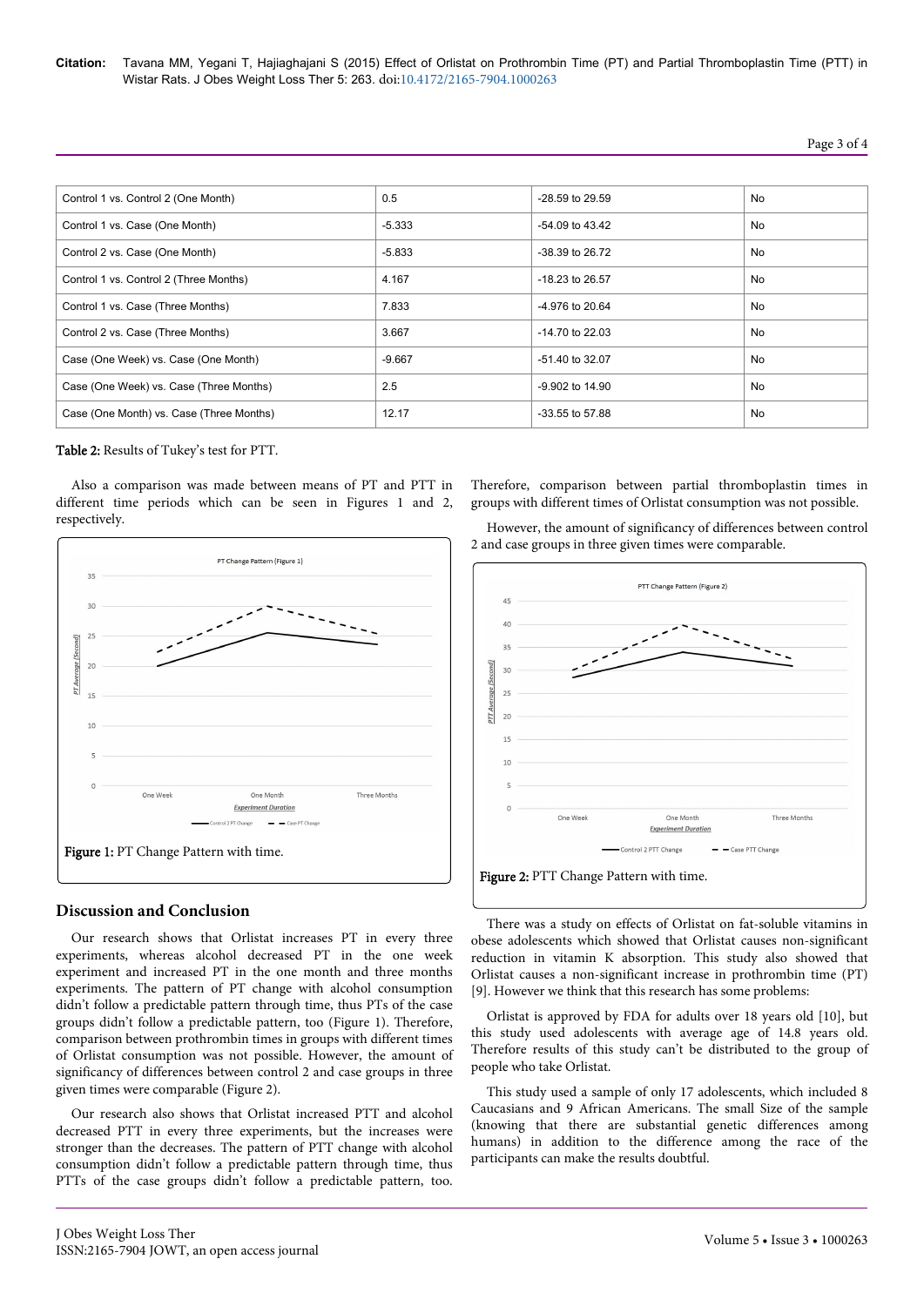| Control 1 vs. Control 2 (One Month) | 0.5 | -28.59 to 29.59 | No |
|---|---|---|---|
| Control 1 vs. Case (One Month) | -5.333 | -54.09 to 43.42 | No |
| Control 2 vs. Case (One Month) | -5.833 | -38.39 to 26.72 | No |
| Control 1 vs. Control 2 (Three Months) | 4.167 | -18.23 to 26.57 | No |
| Control 1 vs. Case (Three Months) | 7.833 | -4.976 to 20.64 | No |
| Control 2 vs. Case (Three Months) | 3.667 | -14.70 to 22.03 | No |
| Case (One Week) vs. Case (One Month) | -9.667 | -51.40 to 32.07 | No |
| Case (One Week) vs. Case (Three Months) | 2.5 | -9.902 to 14.90 | No |
| Case (One Month) vs. Case (Three Months) | 12.17 | -33.55 to 57.88 | No |

**Table 2:** Results of Tukey's test for PTT.

Also a comparison was made between means of PT and PTT in different time periods which can be seen in Figures 1 and 2, respectively.

**Figure 1:** PT Change Pattern with time.

## Discussion and Conclusion

Our research shows that Orlistat increases PT in every three experiments, whereas alcohol decreased PT in the one week experiment and increased PT in the one month and three months experiments. The pattern of PT change with alcohol consumption didn't follow a predictable pattern through time, thus PTs of the case groups didn't follow a predictable pattern, too (Figure 1). Therefore, comparison between prothrombin times in groups with different times of Orlistat consumption was not possible. However, the amount of significancy of differences between control 2 and case groups in three given times were comparable (Figure 2).

Our research also shows that Orlistat increased PTT and alcohol decreased PTT in every three experiments, but the increases were stronger than the decreases. The pattern of PTT change with alcohol consumption didn't follow a predictable pattern through time, thus PTTs of the case groups didn't follow a predictable pattern, too. Therefore, comparison between partial thromboplastin times in groups with different times of Orlistat consumption was not possible.

However, the amount of significancy of differences between control 2 and case groups in three given times were comparable.

**Figure 2:** PTT Change Pattern with time.

There was a study on effects of Orlistat on fat-soluble vitamins in obese adolescents which showed that Orlistat causes non-significant reduction in vitamin K absorption. This study also showed that Orlistat causes a non-significant increase in prothrombin time (PT) [9]. However we think that this research has some problems:

Orlistat is approved by FDA for adults over 18 years old [10], but this study used adolescents with average age of 14.8 years old. Therefore results of this study can't be distributed to the group of people who take Orlistat.

This study used a sample of only 17 adolescents, which included 8 Caucasians and 9 African Americans. The small Size of the sample (knowing that there are substantial genetic differences among humans) in addition to the difference among the race of the participants can make the results doubtful.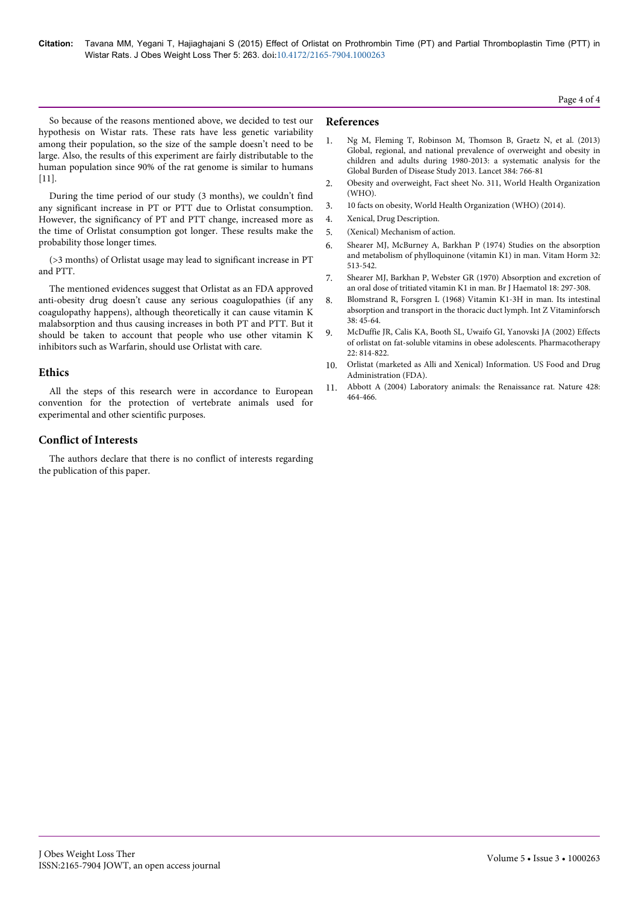So because of the reasons mentioned above, we decided to test our hypothesis on Wistar rats. These rats have less genetic variability among their population, so the size of the sample doesn't need to be large. Also, the results of this experiment are fairly distributable to the human population since 90% of the rat genome is similar to humans [11].

During the time period of our study (3 months), we couldn't find any significant increase in PT or PTT due to Orlistat consumption. However, the significancy of PT and PTT change, increased more as the time of Orlistat consumption got longer. These results make the probability those longer times.

(>3 months) of Orlistat usage may lead to significant increase in PT and PTT.

The mentioned evidences suggest that Orlistat as an FDA approved anti-obesity drug doesn't cause any serious coagulopathies (if any coagulopathy happens), although theoretically it can cause vitamin K malabsorption and thus causing increases in both PT and PTT. But it should be taken to account that people who use other vitamin K inhibitors such as Warfarin, should use Orlistat with care.

## Ethics

All the steps of this research were in accordance to European convention for the protection of vertebrate animals used for experimental and other scientific purposes.

## Conflict of Interests

The authors declare that there is no conflict of interests regarding the publication of this paper.

## References

1. Ng M, Fleming T, Robinson M, Thomson B, Graetz N, et al. (2013) Global, regional, and national prevalence of overweight and obesity in children and adults during 1980-2013: a systematic analysis for the Global Burden of Disease Study 2013. Lancet 384: 766-81
2. Obesity and overweight, Fact sheet No. 311, World Health Organization (WHO).
3. 10 facts on obesity, World Health Organization (WHO) (2014).
4. Xenical, Drug Description.
5. (Xenical) Mechanism of action.
6. Shearer MJ, McBurney A, Barkhan P (1974) Studies on the absorption and metabolism of phylloquinone (vitamin K1) in man. Vitam Horm 32: 513-542.
7. Shearer MJ, Barkhan P, Webster GR (1970) Absorption and excretion of an oral dose of tritiated vitamin K1 in man. Br J Haematol 18: 297-308.
8. Blomstrand R, Forsgren L (1968) Vitamin K1-3H in man. Its intestinal absorption and transport in the thoracic duct lymph. Int Z Vitaminforsch 38: 45-64.
9. McDuffie JR, Calis KA, Booth SL, Uwaifo GI, Yanovski JA (2002) Effects of orlistat on fat-soluble vitamins in obese adolescents. Pharmacotherapy 22: 814-822.
10. Orlistat (marketed as Alli and Xenical) Information. US Food and Drug Administration (FDA).
11. Abbott A (2004) Laboratory animals: the Renaissance rat. Nature 428: 464-466.